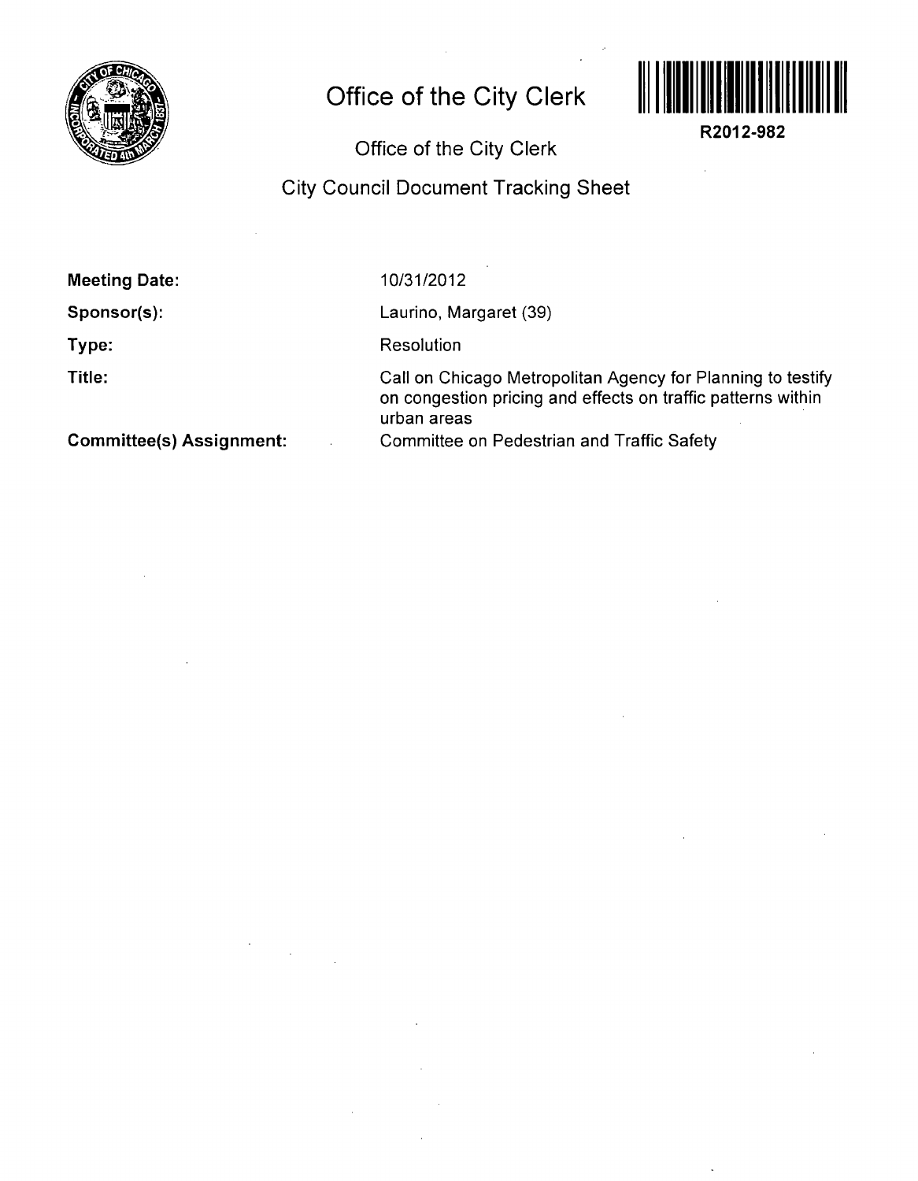# Office of the City Clerk

R2012-982

## Office of the City Clerk

## City Council Document Tracking Sheet

**Meeting Date:** 10/31/2012

**Sponsor(s):** Laurino, Margaret (39)

**Type:** Resolution

**Title:** Call on Chicago Metropolitan Agency for Planning to testify on congestion pricing and effects on traffic patterns within urban areas

**Committee(s) Assignment:** Committee on Pedestrian and Traffic Safety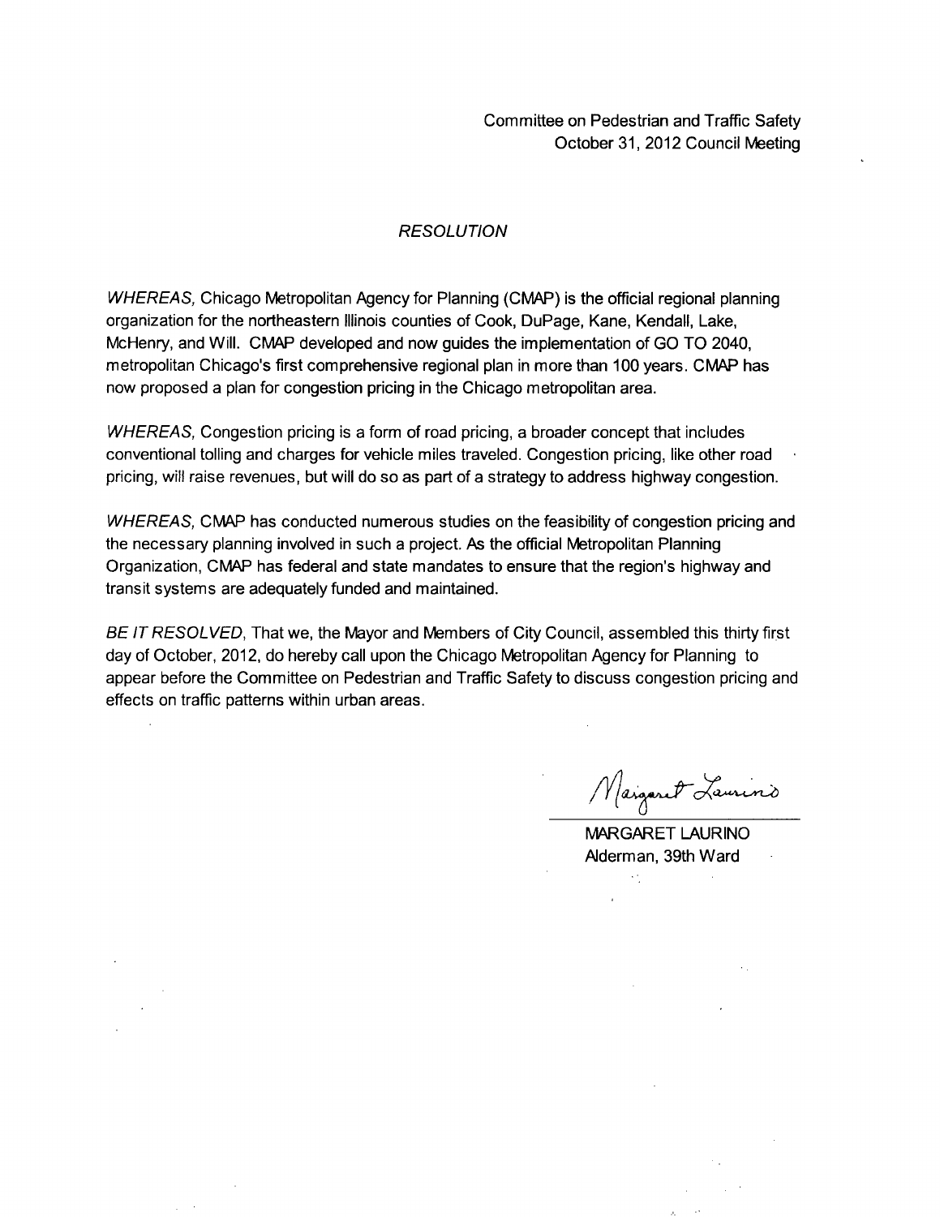Committee on Pedestrian and Traffic Safety
October 31, 2012 Council Meeting

## *RESOLUTION*

*WHEREAS,* Chicago Metropolitan Agency for Planning (CMAP) is the official regional planning organization for the northeastern Illinois counties of Cook, DuPage, Kane, Kendall, Lake, McHenry, and Will. CMAP developed and now guides the implementation of GO TO 2040, metropolitan Chicago's first comprehensive regional plan in more than 100 years. CMAP has now proposed a plan for congestion pricing in the Chicago metropolitan area.

*WHEREAS,* Congestion pricing is a form of road pricing, a broader concept that includes conventional tolling and charges for vehicle miles traveled. Congestion pricing, like other road pricing, will raise revenues, but will do so as part of a strategy to address highway congestion.

*WHEREAS,* CMAP has conducted numerous studies on the feasibility of congestion pricing and the necessary planning involved in such a project. As the official Metropolitan Planning Organization, CMAP has federal and state mandates to ensure that the region's highway and transit systems are adequately funded and maintained.

*BE IT RESOLVED,* That we, the Mayor and Members of City Council, assembled this thirty first day of October, 2012, do hereby call upon the Chicago Metropolitan Agency for Planning to appear before the Committee on Pedestrian and Traffic Safety to discuss congestion pricing and effects on traffic patterns within urban areas.

Margaret Laurino

MARGARET LAURINO
Alderman, 39th Ward